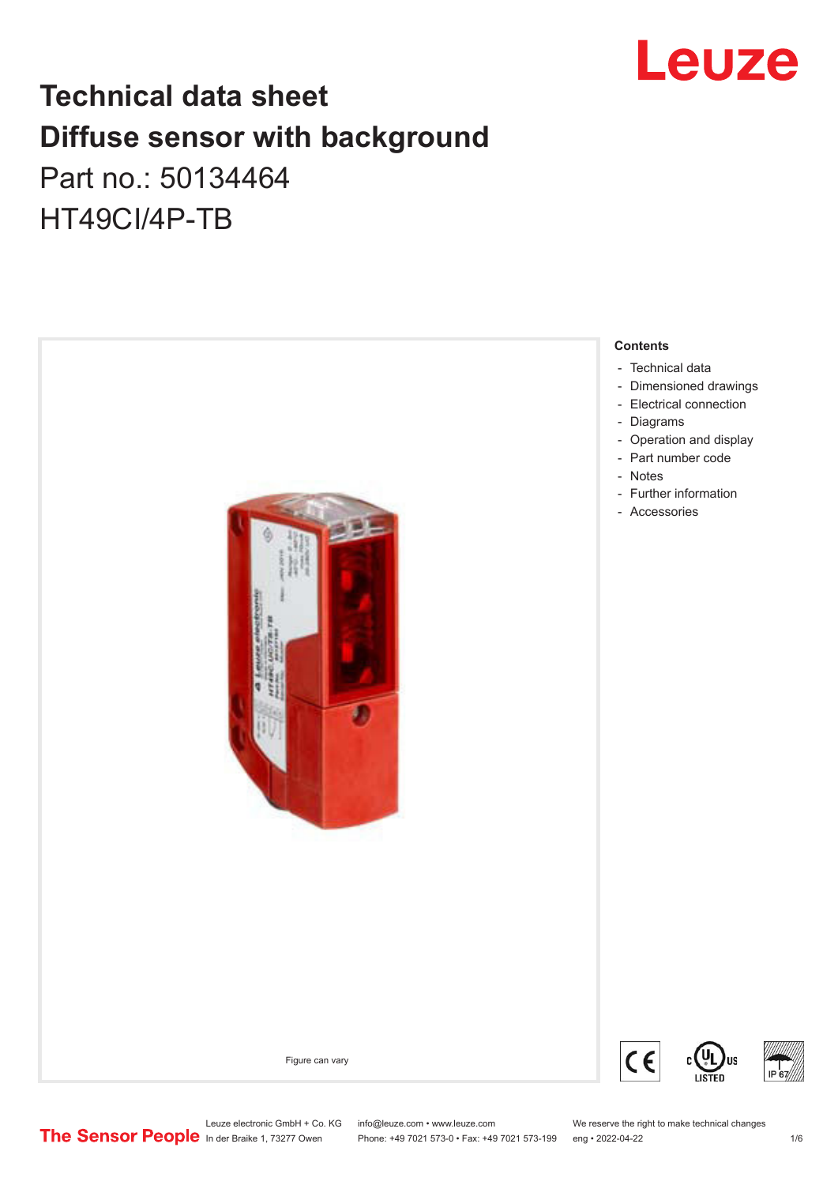# Technical data sheet
# Diffuse sensor with background

Part no.: 50134464

HT49CI/4P-TB

Figure can vary

**Contents**

- Technical data
- Dimensioned drawings
- Electrical connection
- Diagrams
- Operation and display
- Part number code
- Notes
- Further information
- Accessories

Leuze electronic GmbH + Co. KG
In der Braike 1, 73277 Owen

info@leuze.com • www.leuze.com
Phone: +49 7021 573-0 • Fax: +49 7021 573-199

We reserve the right to make technical changes
eng • 2022-04-22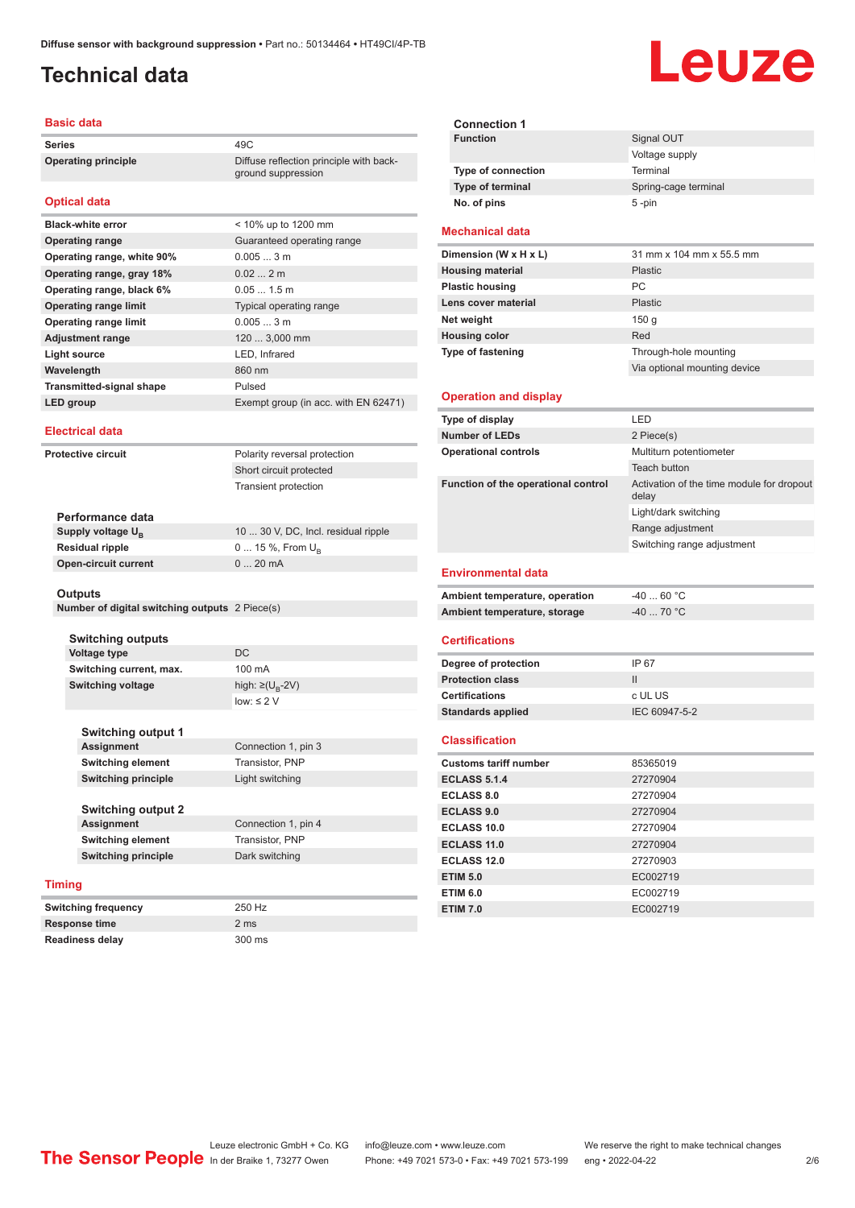# Technical data

## Basic data

| | |
|---|---|
| Series | 49C |
| Operating principle | Diffuse reflection principle with background suppression |

## Optical data

| | |
|---|---|
| Black-white error | < 10% up to 1200 mm |
| Operating range | Guaranteed operating range |
| Operating range, white 90% | 0.005 ... 3 m |
| Operating range, gray 18% | 0.02 ... 2 m |
| Operating range, black 6% | 0.05 ... 1.5 m |
| Operating range limit | Typical operating range |
| Operating range limit | 0.005 ... 3 m |
| Adjustment range | 120 ... 3,000 mm |
| Light source | LED, Infrared |
| Wavelength | 860 nm |
| Transmitted-signal shape | Pulsed |
| LED group | Exempt group (in acc. with EN 62471) |

## Electrical data

| | |
|---|---|
| Protective circuit | Polarity reversal protection |
| | Short circuit protected |
| | Transient protection |

### Performance data

| | |
|---|---|
| Supply voltage $U_B$ | 10 ... 30 V, DC, Incl. residual ripple |
| Residual ripple | 0 ... 15 %, From $U_B$ |
| Open-circuit current | 0 ... 20 mA |

### Outputs

| | |
|---|---|
| Number of digital switching outputs | 2 Piece(s) |

#### Switching outputs

| | |
|---|---|
| Voltage type | DC |
| Switching current, max. | 100 mA |
| Switching voltage | high: ≥($U_B$-2V) |
| | low: ≤ 2 V |

#### Switching output 1

| | |
|---|---|
| Assignment | Connection 1, pin 3 |
| Switching element | Transistor, PNP |
| Switching principle | Light switching |

#### Switching output 2

| | |
|---|---|
| Assignment | Connection 1, pin 4 |
| Switching element | Transistor, PNP |
| Switching principle | Dark switching |

## Timing

| | |
|---|---|
| Switching frequency | 250 Hz |
| Response time | 2 ms |
| Readiness delay | 300 ms |

### Connection 1

| | |
|---|---|
| Function | Signal OUT |
| | Voltage supply |
| Type of connection | Terminal |
| Type of terminal | Spring-cage terminal |
| No. of pins | 5 -pin |

## Mechanical data

| | |
|---|---|
| Dimension (W x H x L) | 31 mm x 104 mm x 55.5 mm |
| Housing material | Plastic |
| Plastic housing | PC |
| Lens cover material | Plastic |
| Net weight | 150 g |
| Housing color | Red |
| Type of fastening | Through-hole mounting |
| | Via optional mounting device |

## Operation and display

| | |
|---|---|
| Type of display | LED |
| Number of LEDs | 2 Piece(s) |
| Operational controls | Multiturn potentiometer |
| | Teach button |
| Function of the operational control | Activation of the time module for dropout delay |
| | Light/dark switching |
| | Range adjustment |
| | Switching range adjustment |

## Environmental data

| | |
|---|---|
| Ambient temperature, operation | -40 ... 60 °C |
| Ambient temperature, storage | -40 ... 70 °C |

## Certifications

| | |
|---|---|
| Degree of protection | IP 67 |
| Protection class | II |
| Certifications | c UL US |
| Standards applied | IEC 60947-5-2 |

## Classification

| | |
|---|---|
| Customs tariff number | 85365019 |
| ECLASS 5.1.4 | 27270904 |
| ECLASS 8.0 | 27270904 |
| ECLASS 9.0 | 27270904 |
| ECLASS 10.0 | 27270904 |
| ECLASS 11.0 | 27270904 |
| ECLASS 12.0 | 27270903 |
| ETIM 5.0 | EC002719 |
| ETIM 6.0 | EC002719 |
| ETIM 7.0 | EC002719 |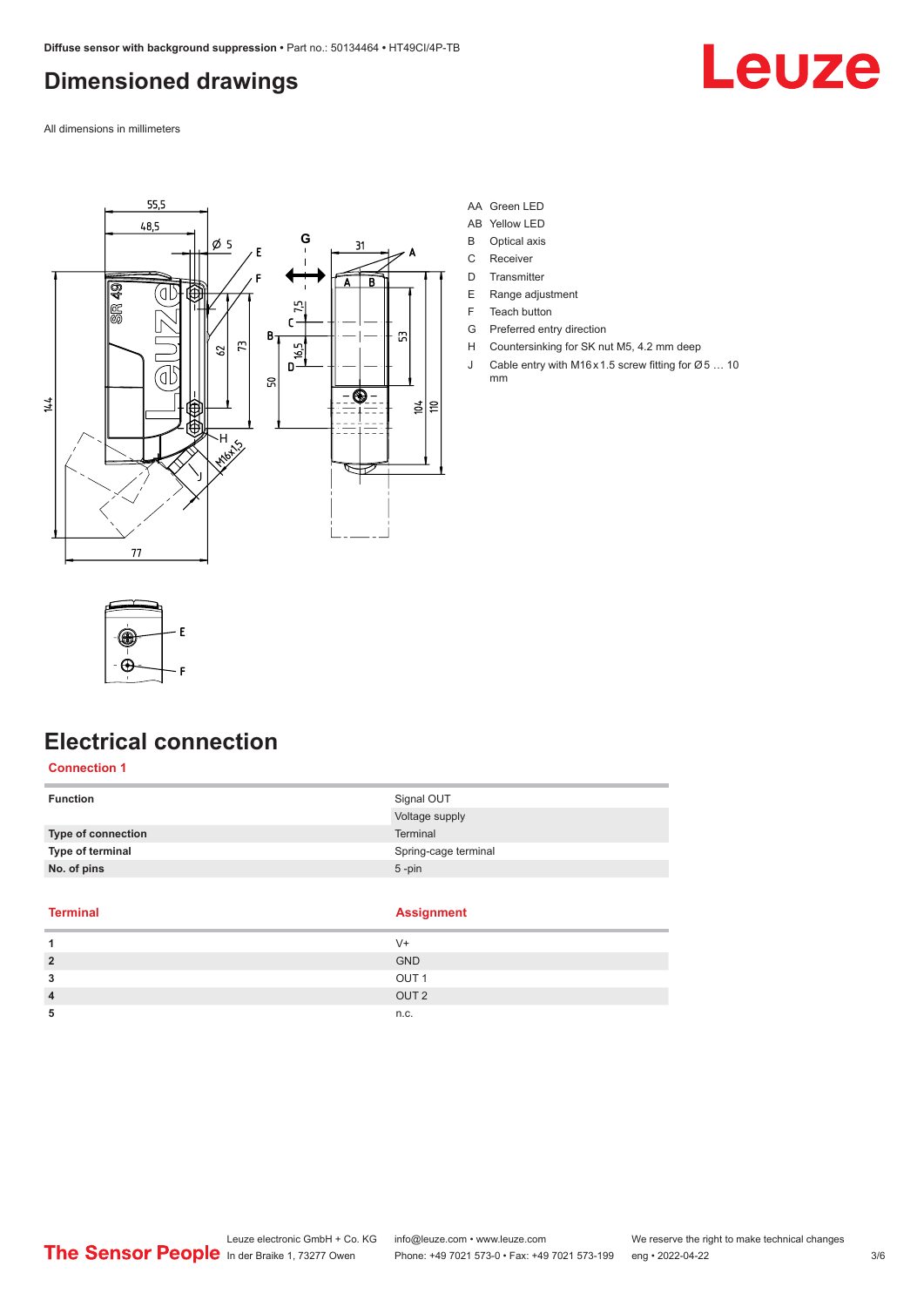# Dimensioned drawings

All dimensions in millimeters

AA Green LED
AB Yellow LED
B Optical axis
C Receiver
D Transmitter
E Range adjustment
F Teach button
G Preferred entry direction
H Countersinking for SK nut M5, 4.2 mm deep
J Cable entry with M16 x 1.5 screw fitting for Ø 5 … 10 mm

# Electrical connection

## Connection 1

| | |
|---|---|
| **Function** | Signal OUT |
| | Voltage supply |
| **Type of connection** | Terminal |
| **Type of terminal** | Spring-cage terminal |
| **No. of pins** | 5 -pin |

| Terminal | Assignment |
|---|---|
| **1** | V+ |
| **2** | GND |
| **3** | OUT 1 |
| **4** | OUT 2 |
| **5** | n.c. |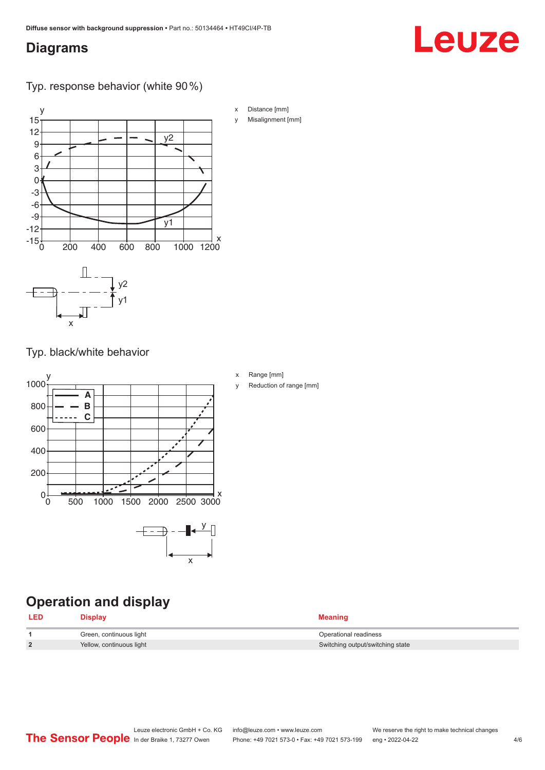## Diagrams

Typ. response behavior (white 90 %)

x Distance [mm]

y Misalignment [mm]

Typ. black/white behavior

x Range [mm]

y Reduction of range [mm]

## Operation and display

| LED | Display | Meaning |
|---|---|---|
| 1 | Green, continuous light | Operational readiness |
| 2 | Yellow, continuous light | Switching output/switching state |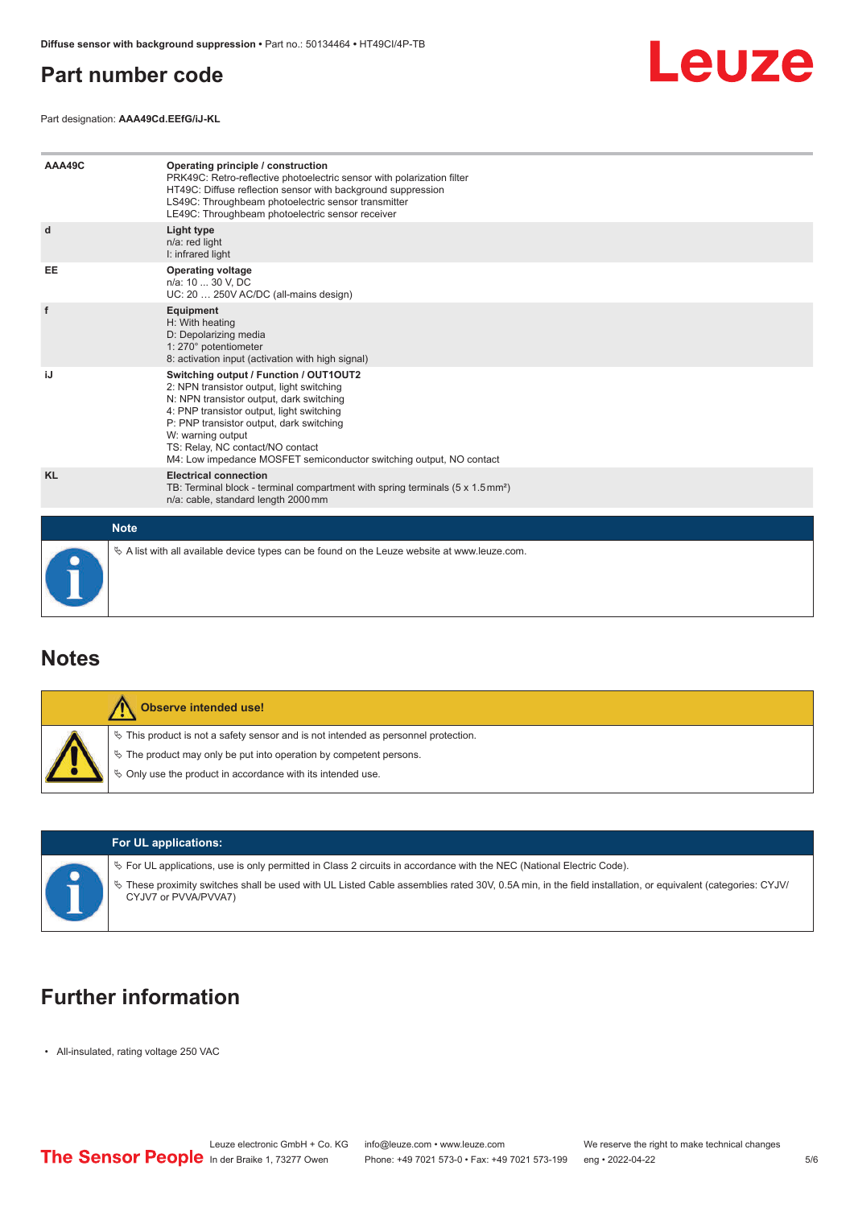## Part number code

Part designation: **AAA49Cd.EEfG/iJ-KL**

| | |
|---|---|
| **AAA49C** | **Operating principle / construction**<br>PRK49C: Retro-reflective photoelectric sensor with polarization filter<br>HT49C: Diffuse reflection sensor with background suppression<br>LS49C: Throughbeam photoelectric sensor transmitter<br>LE49C: Throughbeam photoelectric sensor receiver |
| **d** | **Light type**<br>n/a: red light<br>I: infrared light |
| **EE** | **Operating voltage**<br>n/a: 10 ... 30 V, DC<br>UC: 20 … 250V AC/DC (all-mains design) |
| **f** | **Equipment**<br>H: With heating<br>D: Depolarizing media<br>1: 270° potentiometer<br>8: activation input (activation with high signal) |
| **iJ** | **Switching output / Function / OUT1OUT2**<br>2: NPN transistor output, light switching<br>N: NPN transistor output, dark switching<br>4: PNP transistor output, light switching<br>P: PNP transistor output, dark switching<br>W: warning output<br>TS: Relay, NC contact/NO contact<br>M4: Low impedance MOSFET semiconductor switching output, NO contact |
| **KL** | **Electrical connection**<br>TB: Terminal block - terminal compartment with spring terminals (5 x 1.5 mm²)<br>n/a: cable, standard length 2000 mm |

**Note**

- A list with all available device types can be found on the Leuze website at www.leuze.com.

## Notes

**Observe intended use!**

- This product is not a safety sensor and is not intended as personnel protection.
- The product may only be put into operation by competent persons.
- Only use the product in accordance with its intended use.

**For UL applications:**

- For UL applications, use is only permitted in Class 2 circuits in accordance with the NEC (National Electric Code).
- These proximity switches shall be used with UL Listed Cable assemblies rated 30V, 0.5A min, in the field installation, or equivalent (categories: CYJV/CYJV7 or PVVA/PVVA7)

## Further information

- All-insulated, rating voltage 250 VAC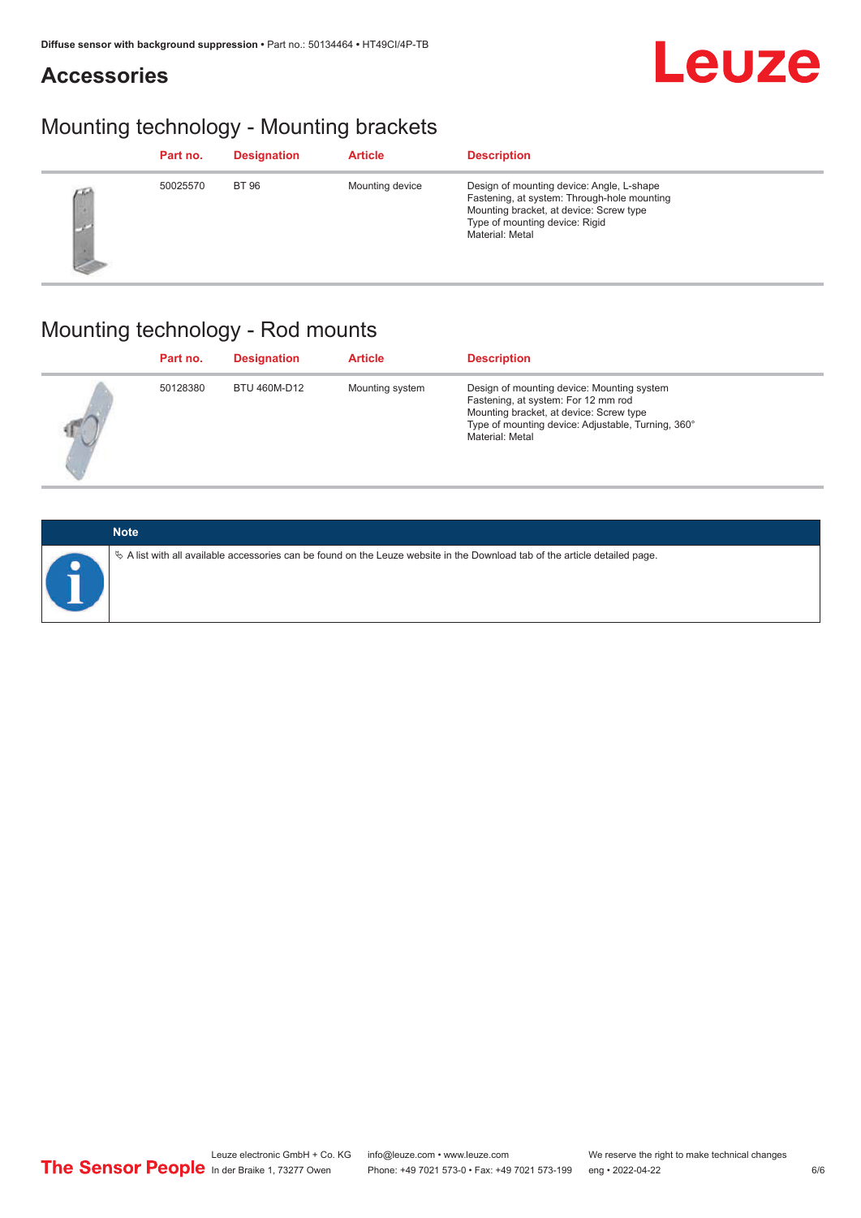## Accessories

### Mounting technology - Mounting brackets

| | Part no. | Designation | Article | Description |
|---|---|---|---|---|
| | 50025570 | BT 96 | Mounting device | Design of mounting device: Angle, L-shape<br>Fastening, at system: Through-hole mounting<br>Mounting bracket, at device: Screw type<br>Type of mounting device: Rigid<br>Material: Metal |

### Mounting technology - Rod mounts

| | Part no. | Designation | Article | Description |
|---|---|---|---|---|
| | 50128380 | BTU 460M-D12 | Mounting system | Design of mounting device: Mounting system<br>Fastening, at system: For 12 mm rod<br>Mounting bracket, at device: Screw type<br>Type of mounting device: Adjustable, Turning, 360°<br>Material: Metal |

**Note**

↳ A list with all available accessories can be found on the Leuze website in the Download tab of the article detailed page.